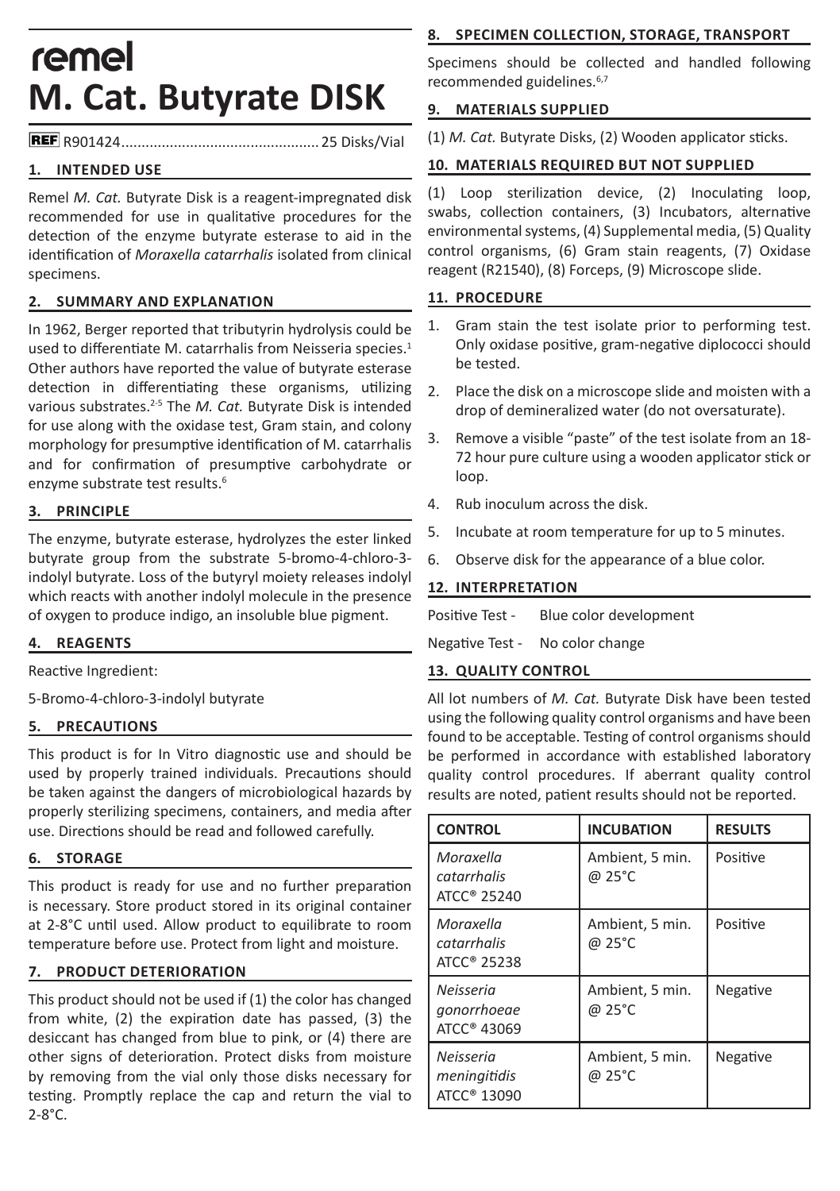remel

# M. Cat. Butyrate DISK

REF R901424................................................ 25 Disks/Vial

## 1. INTENDED USE

Remel *M. Cat.* Butyrate Disk is a reagent-impregnated disk recommended for use in qualitative procedures for the detection of the enzyme butyrate esterase to aid in the identification of *Moraxella catarrhalis* isolated from clinical specimens.

## 2. SUMMARY AND EXPLANATION

In 1962, Berger reported that tributyrin hydrolysis could be used to differentiate M. catarrhalis from Neisseria species.[1] Other authors have reported the value of butyrate esterase detection in differentiating these organisms, utilizing various substrates.[2-5] The *M. Cat.* Butyrate Disk is intended for use along with the oxidase test, Gram stain, and colony morphology for presumptive identification of M. catarrhalis and for confirmation of presumptive carbohydrate or enzyme substrate test results.[6]

## 3. PRINCIPLE

The enzyme, butyrate esterase, hydrolyzes the ester linked butyrate group from the substrate 5-bromo-4-chloro-3-indolyl butyrate. Loss of the butyryl moiety releases indolyl which reacts with another indolyl molecule in the presence of oxygen to produce indigo, an insoluble blue pigment.

## 4. REAGENTS

Reactive Ingredient:

5-Bromo-4-chloro-3-indolyl butyrate

## 5. PRECAUTIONS

This product is for In Vitro diagnostic use and should be used by properly trained individuals. Precautions should be taken against the dangers of microbiological hazards by properly sterilizing specimens, containers, and media after use. Directions should be read and followed carefully.

## 6. STORAGE

This product is ready for use and no further preparation is necessary. Store product stored in its original container at 2-8°C until used. Allow product to equilibrate to room temperature before use. Protect from light and moisture.

## 7. PRODUCT DETERIORATION

This product should not be used if (1) the color has changed from white, (2) the expiration date has passed, (3) the desiccant has changed from blue to pink, or (4) there are other signs of deterioration. Protect disks from moisture by removing from the vial only those disks necessary for testing. Promptly replace the cap and return the vial to 2-8°C.

## 8. SPECIMEN COLLECTION, STORAGE, TRANSPORT

Specimens should be collected and handled following recommended guidelines.[6,7]

## 9. MATERIALS SUPPLIED

(1) *M. Cat.* Butyrate Disks, (2) Wooden applicator sticks.

## 10. MATERIALS REQUIRED BUT NOT SUPPLIED

(1) Loop sterilization device, (2) Inoculating loop, swabs, collection containers, (3) Incubators, alternative environmental systems, (4) Supplemental media, (5) Quality control organisms, (6) Gram stain reagents, (7) Oxidase reagent (R21540), (8) Forceps, (9) Microscope slide.

## 11. PROCEDURE

1. Gram stain the test isolate prior to performing test. Only oxidase positive, gram-negative diplococci should be tested.
2. Place the disk on a microscope slide and moisten with a drop of demineralized water (do not oversaturate).
3. Remove a visible "paste" of the test isolate from an 18-72 hour pure culture using a wooden applicator stick or loop.
4. Rub inoculum across the disk.
5. Incubate at room temperature for up to 5 minutes.
6. Observe disk for the appearance of a blue color.

## 12. INTERPRETATION

Positive Test - Blue color development

Negative Test - No color change

## 13. QUALITY CONTROL

All lot numbers of *M. Cat.* Butyrate Disk have been tested using the following quality control organisms and have been found to be acceptable. Testing of control organisms should be performed in accordance with established laboratory quality control procedures. If aberrant quality control results are noted, patient results should not be reported.

| CONTROL | INCUBATION | RESULTS |
| --- | --- | --- |
| *Moraxella catarrhalis* ATCC® 25240 | Ambient, 5 min. @ 25°C | Positive |
| *Moraxella catarrhalis* ATCC® 25238 | Ambient, 5 min. @ 25°C | Positive |
| *Neisseria gonorrhoeae* ATCC® 43069 | Ambient, 5 min. @ 25°C | Negative |
| *Neisseria meningitidis* ATCC® 13090 | Ambient, 5 min. @ 25°C | Negative |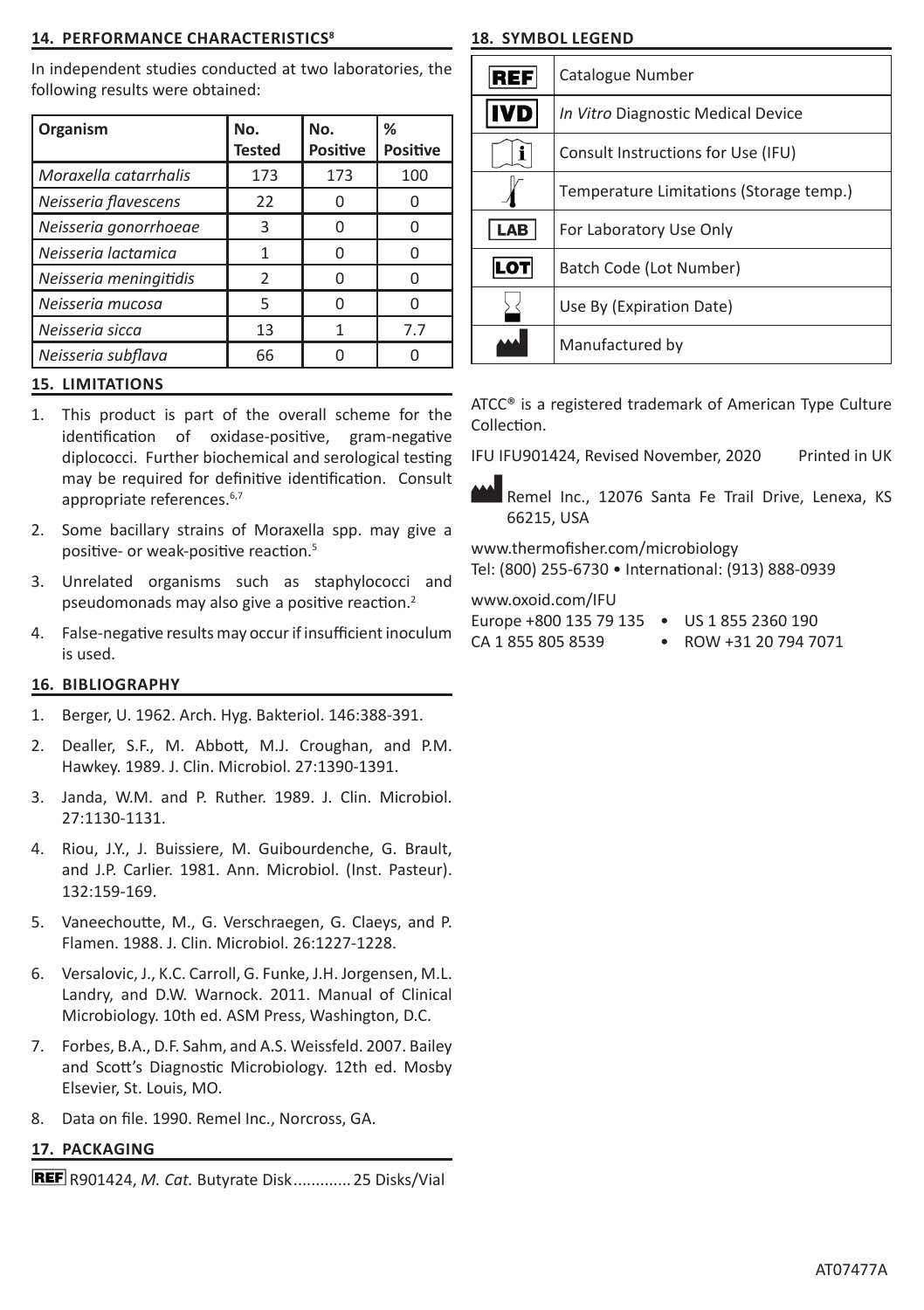## 14. PERFORMANCE CHARACTERISTICS[8]

In independent studies conducted at two laboratories, the following results were obtained:

| Organism | No. Tested | No. Positive | % Positive |
|---|---|---|---|
| *Moraxella catarrhalis* | 173 | 173 | 100 |
| *Neisseria flavescens* | 22 | 0 | 0 |
| *Neisseria gonorrhoeae* | 3 | 0 | 0 |
| *Neisseria lactamica* | 1 | 0 | 0 |
| *Neisseria meningitidis* | 2 | 0 | 0 |
| *Neisseria mucosa* | 5 | 0 | 0 |
| *Neisseria sicca* | 13 | 1 | 7.7 |
| *Neisseria subflava* | 66 | 0 | 0 |

## 15. LIMITATIONS

1. This product is part of the overall scheme for the identification of oxidase-positive, gram-negative diplococci. Further biochemical and serological testing may be required for definitive identification. Consult appropriate references.[6,7]
2. Some bacillary strains of Moraxella spp. may give a positive- or weak-positive reaction.[5]
3. Unrelated organisms such as staphylococci and pseudomonads may also give a positive reaction.[2]
4. False-negative results may occur if insufficient inoculum is used.

## 16. BIBLIOGRAPHY

1. Berger, U. 1962. Arch. Hyg. Bakteriol. 146:388-391.
2. Dealler, S.F., M. Abbott, M.J. Croughan, and P.M. Hawkey. 1989. J. Clin. Microbiol. 27:1390-1391.
3. Janda, W.M. and P. Ruther. 1989. J. Clin. Microbiol. 27:1130-1131.
4. Riou, J.Y., J. Buissiere, M. Guibourdenche, G. Brault, and J.P. Carlier. 1981. Ann. Microbiol. (Inst. Pasteur). 132:159-169.
5. Vaneechoutte, M., G. Verschraegen, G. Claeys, and P. Flamen. 1988. J. Clin. Microbiol. 26:1227-1228.
6. Versalovic, J., K.C. Carroll, G. Funke, J.H. Jorgensen, M.L. Landry, and D.W. Warnock. 2011. Manual of Clinical Microbiology. 10th ed. ASM Press, Washington, D.C.
7. Forbes, B.A., D.F. Sahm, and A.S. Weissfeld. 2007. Bailey and Scott's Diagnostic Microbiology. 12th ed. Mosby Elsevier, St. Louis, MO.
8. Data on file. 1990. Remel Inc., Norcross, GA.

## 17. PACKAGING

REF R901424, *M. Cat.* Butyrate Disk............. 25 Disks/Vial

## 18. SYMBOL LEGEND

| | |
|---|---|
| REF | Catalogue Number |
| IVD | *In Vitro* Diagnostic Medical Device |
| i | Consult Instructions for Use (IFU) |
| | Temperature Limitations (Storage temp.) |
| LAB | For Laboratory Use Only |
| LOT | Batch Code (Lot Number) |
| | Use By (Expiration Date) |
| | Manufactured by |

ATCC® is a registered trademark of American Type Culture Collection.

IFU IFU901424, Revised November, 2020 Printed in UK

Remel Inc., 12076 Santa Fe Trail Drive, Lenexa, KS 66215, USA

www.thermofisher.com/microbiology
Tel: (800) 255-6730 • International: (913) 888-0939

www.oxoid.com/IFU
Europe +800 135 79 135 • US 1 855 2360 190
CA 1 855 805 8539 • ROW +31 20 794 7071

AT07477A